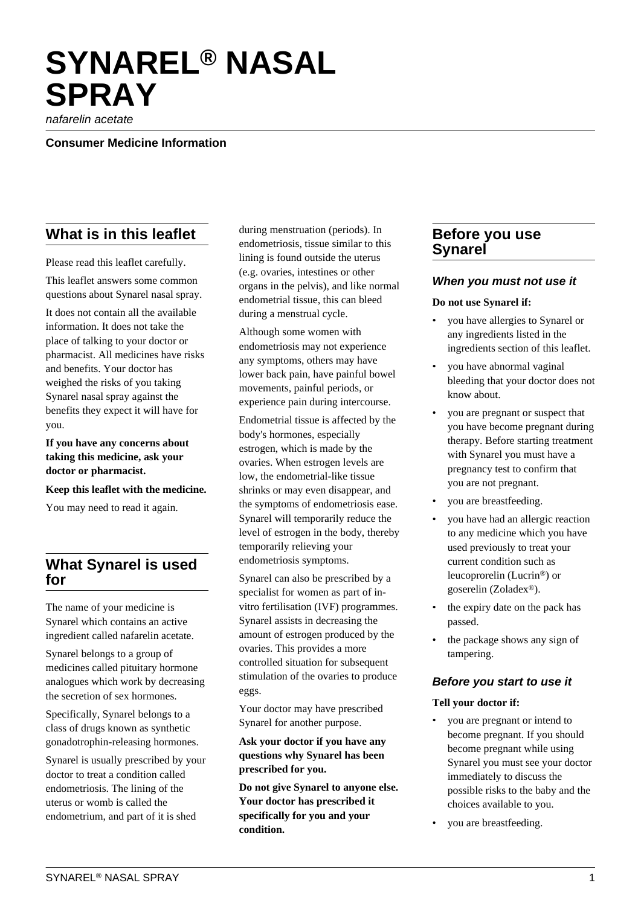# SYNAREL® NASAL SPRAY

*nafarelin acetate*

**Consumer Medicine Information**

## What is in this leaflet

Please read this leaflet carefully.

This leaflet answers some common questions about Synarel nasal spray.

It does not contain all the available information. It does not take the place of talking to your doctor or pharmacist. All medicines have risks and benefits. Your doctor has weighed the risks of you taking Synarel nasal spray against the benefits they expect it will have for you.

**If you have any concerns about taking this medicine, ask your doctor or pharmacist.**

**Keep this leaflet with the medicine.**

You may need to read it again.

## What Synarel is used for

The name of your medicine is Synarel which contains an active ingredient called nafarelin acetate.

Synarel belongs to a group of medicines called pituitary hormone analogues which work by decreasing the secretion of sex hormones.

Specifically, Synarel belongs to a class of drugs known as synthetic gonadotrophin-releasing hormones.

Synarel is usually prescribed by your doctor to treat a condition called endometriosis. The lining of the uterus or womb is called the endometrium, and part of it is shed during menstruation (periods). In endometriosis, tissue similar to this lining is found outside the uterus (e.g. ovaries, intestines or other organs in the pelvis), and like normal endometrial tissue, this can bleed during a menstrual cycle.

Although some women with endometriosis may not experience any symptoms, others may have lower back pain, have painful bowel movements, painful periods, or experience pain during intercourse.

Endometrial tissue is affected by the body's hormones, especially estrogen, which is made by the ovaries. When estrogen levels are low, the endometrial-like tissue shrinks or may even disappear, and the symptoms of endometriosis ease. Synarel will temporarily reduce the level of estrogen in the body, thereby temporarily relieving your endometriosis symptoms.

Synarel can also be prescribed by a specialist for women as part of in-vitro fertilisation (IVF) programmes. Synarel assists in decreasing the amount of estrogen produced by the ovaries. This provides a more controlled situation for subsequent stimulation of the ovaries to produce eggs.

Your doctor may have prescribed Synarel for another purpose.

**Ask your doctor if you have any questions why Synarel has been prescribed for you.**

**Do not give Synarel to anyone else. Your doctor has prescribed it specifically for you and your condition.**

## Before you use Synarel

### *When you must not use it*

**Do not use Synarel if:**

- you have allergies to Synarel or any ingredients listed in the ingredients section of this leaflet.
- you have abnormal vaginal bleeding that your doctor does not know about.
- you are pregnant or suspect that you have become pregnant during therapy. Before starting treatment with Synarel you must have a pregnancy test to confirm that you are not pregnant.
- you are breastfeeding.
- you have had an allergic reaction to any medicine which you have used previously to treat your current condition such as leucoprorelin (Lucrin®) or goserelin (Zoladex®).
- the expiry date on the pack has passed.
- the package shows any sign of tampering.

### *Before you start to use it*

**Tell your doctor if:**

- you are pregnant or intend to become pregnant. If you should become pregnant while using Synarel you must see your doctor immediately to discuss the possible risks to the baby and the choices available to you.
- you are breastfeeding.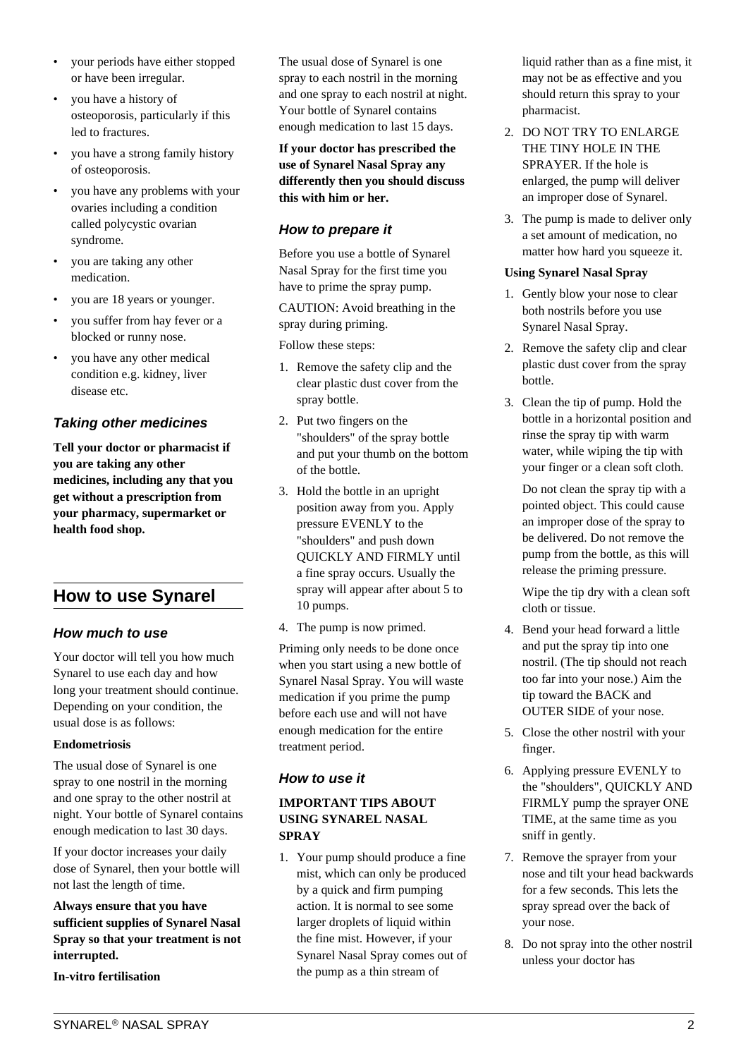- your periods have either stopped or have been irregular.
- you have a history of osteoporosis, particularly if this led to fractures.
- you have a strong family history of osteoporosis.
- you have any problems with your ovaries including a condition called polycystic ovarian syndrome.
- you are taking any other medication.
- you are 18 years or younger.
- you suffer from hay fever or a blocked or runny nose.
- you have any other medical condition e.g. kidney, liver disease etc.

### *Taking other medicines*

**Tell your doctor or pharmacist if you are taking any other medicines, including any that you get without a prescription from your pharmacy, supermarket or health food shop.**

## How to use Synarel

### *How much to use*

Your doctor will tell you how much Synarel to use each day and how long your treatment should continue. Depending on your condition, the usual dose is as follows:

**Endometriosis**

The usual dose of Synarel is one spray to one nostril in the morning and one spray to the other nostril at night. Your bottle of Synarel contains enough medication to last 30 days.

If your doctor increases your daily dose of Synarel, then your bottle will not last the length of time.

**Always ensure that you have sufficient supplies of Synarel Nasal Spray so that your treatment is not interrupted.**

**In-vitro fertilisation**

The usual dose of Synarel is one spray to each nostril in the morning and one spray to each nostril at night. Your bottle of Synarel contains enough medication to last 15 days.

**If your doctor has prescribed the use of Synarel Nasal Spray any differently then you should discuss this with him or her.**

### *How to prepare it*

Before you use a bottle of Synarel Nasal Spray for the first time you have to prime the spray pump.

CAUTION: Avoid breathing in the spray during priming.

Follow these steps:

1. Remove the safety clip and the clear plastic dust cover from the spray bottle.
2. Put two fingers on the "shoulders" of the spray bottle and put your thumb on the bottom of the bottle.
3. Hold the bottle in an upright position away from you. Apply pressure EVENLY to the "shoulders" and push down QUICKLY AND FIRMLY until a fine spray occurs. Usually the spray will appear after about 5 to 10 pumps.
4. The pump is now primed.

Priming only needs to be done once when you start using a new bottle of Synarel Nasal Spray. You will waste medication if you prime the pump before each use and will not have enough medication for the entire treatment period.

### *How to use it*

**IMPORTANT TIPS ABOUT USING SYNAREL NASAL SPRAY**

1. Your pump should produce a fine mist, which can only be produced by a quick and firm pumping action. It is normal to see some larger droplets of liquid within the fine mist. However, if your Synarel Nasal Spray comes out of the pump as a thin stream of liquid rather than as a fine mist, it may not be as effective and you should return this spray to your pharmacist.
2. DO NOT TRY TO ENLARGE THE TINY HOLE IN THE SPRAYER. If the hole is enlarged, the pump will deliver an improper dose of Synarel.
3. The pump is made to deliver only a set amount of medication, no matter how hard you squeeze it.

**Using Synarel Nasal Spray**

1. Gently blow your nose to clear both nostrils before you use Synarel Nasal Spray.
2. Remove the safety clip and clear plastic dust cover from the spray bottle.
3. Clean the tip of pump. Hold the bottle in a horizontal position and rinse the spray tip with warm water, while wiping the tip with your finger or a clean soft cloth.

   Do not clean the spray tip with a pointed object. This could cause an improper dose of the spray to be delivered. Do not remove the pump from the bottle, as this will release the priming pressure.

   Wipe the tip dry with a clean soft cloth or tissue.
4. Bend your head forward a little and put the spray tip into one nostril. (The tip should not reach too far into your nose.) Aim the tip toward the BACK and OUTER SIDE of your nose.
5. Close the other nostril with your finger.
6. Applying pressure EVENLY to the "shoulders", QUICKLY AND FIRMLY pump the sprayer ONE TIME, at the same time as you sniff in gently.
7. Remove the sprayer from your nose and tilt your head backwards for a few seconds. This lets the spray spread over the back of your nose.
8. Do not spray into the other nostril unless your doctor has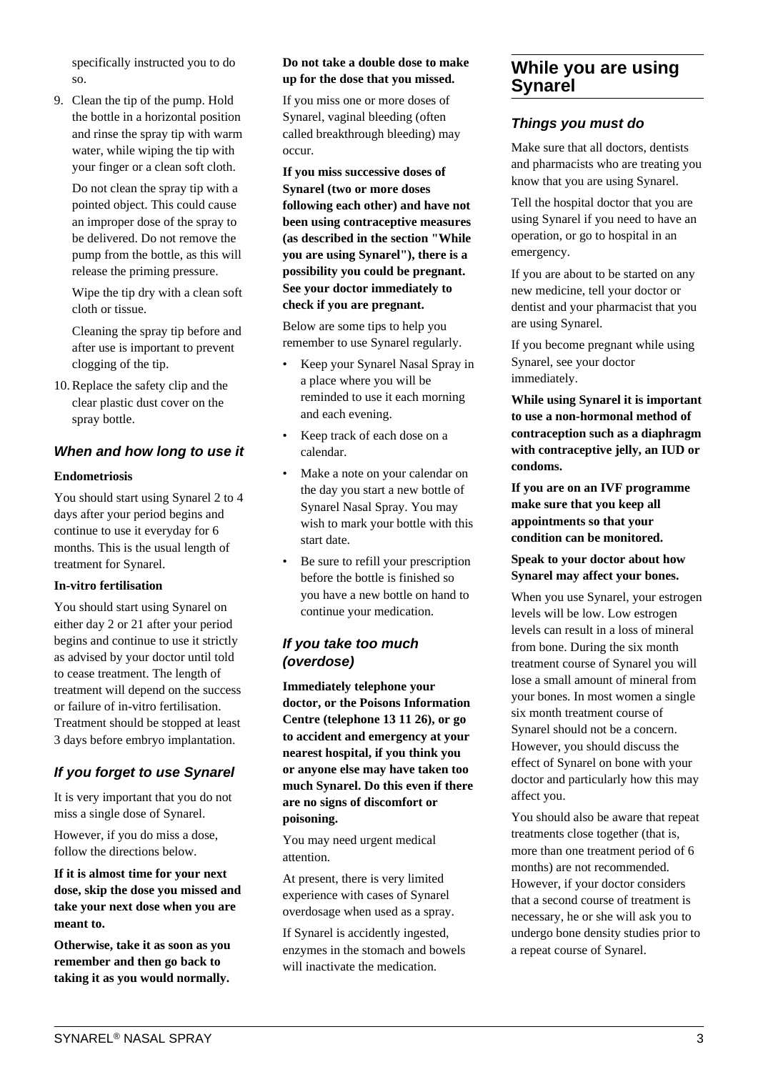specifically instructed you to do so.

9. Clean the tip of the pump. Hold the bottle in a horizontal position and rinse the spray tip with warm water, while wiping the tip with your finger or a clean soft cloth.

   Do not clean the spray tip with a pointed object. This could cause an improper dose of the spray to be delivered. Do not remove the pump from the bottle, as this will release the priming pressure.

   Wipe the tip dry with a clean soft cloth or tissue.

   Cleaning the spray tip before and after use is important to prevent clogging of the tip.

10. Replace the safety clip and the clear plastic dust cover on the spray bottle.

### *When and how long to use it*

**Endometriosis**

You should start using Synarel 2 to 4 days after your period begins and continue to use it everyday for 6 months. This is the usual length of treatment for Synarel.

**In-vitro fertilisation**

You should start using Synarel on either day 2 or 21 after your period begins and continue to use it strictly as advised by your doctor until told to cease treatment. The length of treatment will depend on the success or failure of in-vitro fertilisation. Treatment should be stopped at least 3 days before embryo implantation.

### *If you forget to use Synarel*

It is very important that you do not miss a single dose of Synarel.

However, if you do miss a dose, follow the directions below.

**If it is almost time for your next dose, skip the dose you missed and take your next dose when you are meant to.**

**Otherwise, take it as soon as you remember and then go back to taking it as you would normally.**

**Do not take a double dose to make up for the dose that you missed.**

If you miss one or more doses of Synarel, vaginal bleeding (often called breakthrough bleeding) may occur.

**If you miss successive doses of Synarel (two or more doses following each other) and have not been using contraceptive measures (as described in the section "While you are using Synarel"), there is a possibility you could be pregnant. See your doctor immediately to check if you are pregnant.**

Below are some tips to help you remember to use Synarel regularly.

- Keep your Synarel Nasal Spray in a place where you will be reminded to use it each morning and each evening.
- Keep track of each dose on a calendar.
- Make a note on your calendar on the day you start a new bottle of Synarel Nasal Spray. You may wish to mark your bottle with this start date.
- Be sure to refill your prescription before the bottle is finished so you have a new bottle on hand to continue your medication.

### *If you take too much (overdose)*

**Immediately telephone your doctor, or the Poisons Information Centre (telephone 13 11 26), or go to accident and emergency at your nearest hospital, if you think you or anyone else may have taken too much Synarel. Do this even if there are no signs of discomfort or poisoning.**

You may need urgent medical attention.

At present, there is very limited experience with cases of Synarel overdosage when used as a spray.

If Synarel is accidently ingested, enzymes in the stomach and bowels will inactivate the medication.

## While you are using Synarel

### *Things you must do*

Make sure that all doctors, dentists and pharmacists who are treating you know that you are using Synarel.

Tell the hospital doctor that you are using Synarel if you need to have an operation, or go to hospital in an emergency.

If you are about to be started on any new medicine, tell your doctor or dentist and your pharmacist that you are using Synarel.

If you become pregnant while using Synarel, see your doctor immediately.

**While using Synarel it is important to use a non-hormonal method of contraception such as a diaphragm with contraceptive jelly, an IUD or condoms.**

**If you are on an IVF programme make sure that you keep all appointments so that your condition can be monitored.**

**Speak to your doctor about how Synarel may affect your bones.**

When you use Synarel, your estrogen levels will be low. Low estrogen levels can result in a loss of mineral from bone. During the six month treatment course of Synarel you will lose a small amount of mineral from your bones. In most women a single six month treatment course of Synarel should not be a concern. However, you should discuss the effect of Synarel on bone with your doctor and particularly how this may affect you.

You should also be aware that repeat treatments close together (that is, more than one treatment period of 6 months) are not recommended. However, if your doctor considers that a second course of treatment is necessary, he or she will ask you to undergo bone density studies prior to a repeat course of Synarel.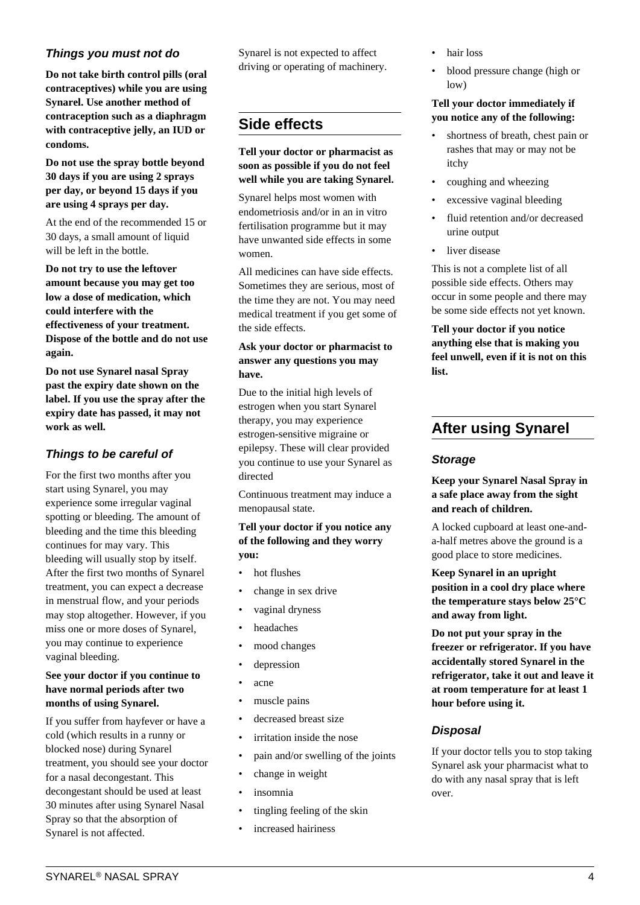### *Things you must not do*

**Do not take birth control pills (oral contraceptives) while you are using Synarel. Use another method of contraception such as a diaphragm with contraceptive jelly, an IUD or condoms.**

**Do not use the spray bottle beyond 30 days if you are using 2 sprays per day, or beyond 15 days if you are using 4 sprays per day.**

At the end of the recommended 15 or 30 days, a small amount of liquid will be left in the bottle.

**Do not try to use the leftover amount because you may get too low a dose of medication, which could interfere with the effectiveness of your treatment. Dispose of the bottle and do not use again.**

**Do not use Synarel nasal Spray past the expiry date shown on the label. If you use the spray after the expiry date has passed, it may not work as well.**

### *Things to be careful of*

For the first two months after you start using Synarel, you may experience some irregular vaginal spotting or bleeding. The amount of bleeding and the time this bleeding continues for may vary. This bleeding will usually stop by itself. After the first two months of Synarel treatment, you can expect a decrease in menstrual flow, and your periods may stop altogether. However, if you miss one or more doses of Synarel, you may continue to experience vaginal bleeding.

**See your doctor if you continue to have normal periods after two months of using Synarel.**

If you suffer from hayfever or have a cold (which results in a runny or blocked nose) during Synarel treatment, you should see your doctor for a nasal decongestant. This decongestant should be used at least 30 minutes after using Synarel Nasal Spray so that the absorption of Synarel is not affected.

Synarel is not expected to affect driving or operating of machinery.

## Side effects

**Tell your doctor or pharmacist as soon as possible if you do not feel well while you are taking Synarel.**

Synarel helps most women with endometriosis and/or in an in vitro fertilisation programme but it may have unwanted side effects in some women.

All medicines can have side effects. Sometimes they are serious, most of the time they are not. You may need medical treatment if you get some of the side effects.

**Ask your doctor or pharmacist to answer any questions you may have.**

Due to the initial high levels of estrogen when you start Synarel therapy, you may experience estrogen-sensitive migraine or epilepsy. These will clear provided you continue to use your Synarel as directed

Continuous treatment may induce a menopausal state.

**Tell your doctor if you notice any of the following and they worry you:**

- hot flushes
- change in sex drive
- vaginal dryness
- headaches
- mood changes
- depression
- acne
- muscle pains
- decreased breast size
- irritation inside the nose
- pain and/or swelling of the joints
- change in weight
- insomnia
- tingling feeling of the skin
- increased hairiness
- hair loss
- blood pressure change (high or low)

**Tell your doctor immediately if you notice any of the following:**

- shortness of breath, chest pain or rashes that may or may not be itchy
- coughing and wheezing
- excessive vaginal bleeding
- fluid retention and/or decreased urine output
- liver disease

This is not a complete list of all possible side effects. Others may occur in some people and there may be some side effects not yet known.

**Tell your doctor if you notice anything else that is making you feel unwell, even if it is not on this list.**

## After using Synarel

### *Storage*

**Keep your Synarel Nasal Spray in a safe place away from the sight and reach of children.**

A locked cupboard at least one-and-a-half metres above the ground is a good place to store medicines.

**Keep Synarel in an upright position in a cool dry place where the temperature stays below 25°C and away from light.**

**Do not put your spray in the freezer or refrigerator. If you have accidentally stored Synarel in the refrigerator, take it out and leave it at room temperature for at least 1 hour before using it.**

### *Disposal*

If your doctor tells you to stop taking Synarel ask your pharmacist what to do with any nasal spray that is left over.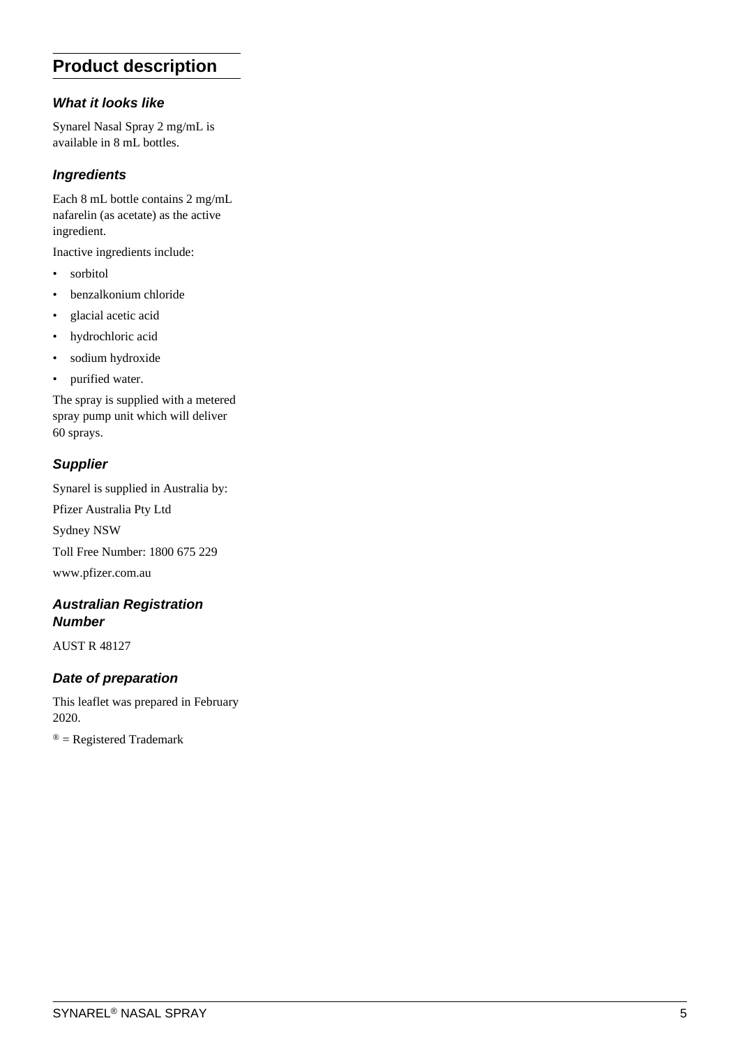## Product description

### *What it looks like*

Synarel Nasal Spray 2 mg/mL is available in 8 mL bottles.

### *Ingredients*

Each 8 mL bottle contains 2 mg/mL nafarelin (as acetate) as the active ingredient.

Inactive ingredients include:

- sorbitol
- benzalkonium chloride
- glacial acetic acid
- hydrochloric acid
- sodium hydroxide
- purified water.

The spray is supplied with a metered spray pump unit which will deliver 60 sprays.

### *Supplier*

Synarel is supplied in Australia by:

Pfizer Australia Pty Ltd

Sydney NSW

Toll Free Number: 1800 675 229

www.pfizer.com.au

### *Australian Registration Number*

AUST R 48127

### *Date of preparation*

This leaflet was prepared in February 2020.

® = Registered Trademark